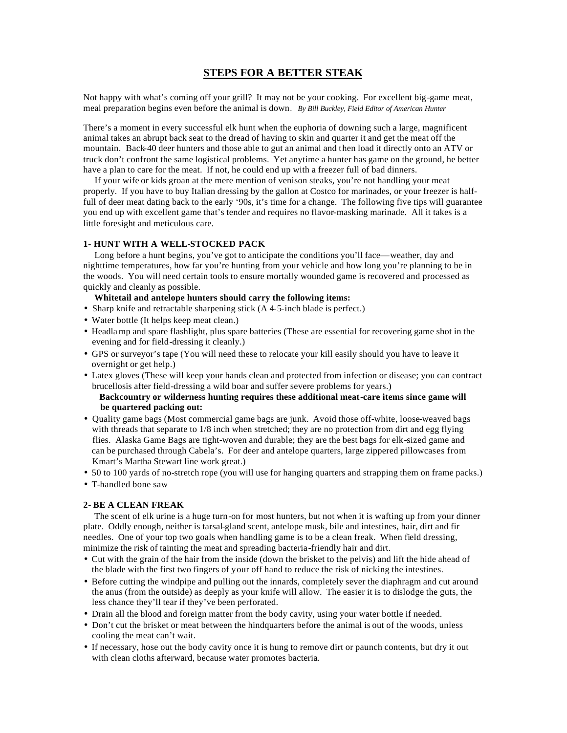# STEPS FOR A BETTER STEAK

Not happy with what's coming off your grill? It may not be your cooking. For excellent big-game meat, meal preparation begins even before the animal is down. *By Bill Buckley, Field Editor of American Hunter*

There's a moment in every successful elk hunt when the euphoria of downing such a large, magnificent animal takes an abrupt back seat to the dread of having to skin and quarter it and get the meat off the mountain. Back-40 deer hunters and those able to gut an animal and then load it directly onto an ATV or truck don't confront the same logistical problems. Yet anytime a hunter has game on the ground, he better have a plan to care for the meat. If not, he could end up with a freezer full of bad dinners.

If your wife or kids groan at the mere mention of venison steaks, you're not handling your meat properly. If you have to buy Italian dressing by the gallon at Costco for marinades, or your freezer is half-full of deer meat dating back to the early '90s, it's time for a change. The following five tips will guarantee you end up with excellent game that's tender and requires no flavor-masking marinade. All it takes is a little foresight and meticulous care.

### 1- HUNT WITH A WELL-STOCKED PACK

Long before a hunt begins, you've got to anticipate the conditions you'll face—weather, day and nighttime temperatures, how far you're hunting from your vehicle and how long you're planning to be in the woods. You will need certain tools to ensure mortally wounded game is recovered and processed as quickly and cleanly as possible.

**Whitetail and antelope hunters should carry the following items:**

- Sharp knife and retractable sharpening stick (A 4-5-inch blade is perfect.)
- Water bottle (It helps keep meat clean.)
- Headlamp and spare flashlight, plus spare batteries (These are essential for recovering game shot in the evening and for field-dressing it cleanly.)
- GPS or surveyor's tape (You will need these to relocate your kill easily should you have to leave it overnight or get help.)
- Latex gloves (These will keep your hands clean and protected from infection or disease; you can contract brucellosis after field-dressing a wild boar and suffer severe problems for years.)

**Backcountry or wilderness hunting requires these additional meat-care items since game will be quartered packing out:**

- Quality game bags (Most commercial game bags are junk. Avoid those off-white, loose-weaved bags with threads that separate to 1/8 inch when stretched; they are no protection from dirt and egg flying flies. Alaska Game Bags are tight-woven and durable; they are the best bags for elk-sized game and can be purchased through Cabela's. For deer and antelope quarters, large zippered pillowcases from Kmart's Martha Stewart line work great.)
- 50 to 100 yards of no-stretch rope (you will use for hanging quarters and strapping them on frame packs.)
- T-handled bone saw

### 2- BE A CLEAN FREAK

The scent of elk urine is a huge turn-on for most hunters, but not when it is wafting up from your dinner plate. Oddly enough, neither is tarsal-gland scent, antelope musk, bile and intestines, hair, dirt and fir needles. One of your top two goals when handling game is to be a clean freak. When field dressing, minimize the risk of tainting the meat and spreading bacteria-friendly hair and dirt.

- Cut with the grain of the hair from the inside (down the brisket to the pelvis) and lift the hide ahead of the blade with the first two fingers of your off hand to reduce the risk of nicking the intestines.
- Before cutting the windpipe and pulling out the innards, completely sever the diaphragm and cut around the anus (from the outside) as deeply as your knife will allow. The easier it is to dislodge the guts, the less chance they'll tear if they've been perforated.
- Drain all the blood and foreign matter from the body cavity, using your water bottle if needed.
- Don't cut the brisket or meat between the hindquarters before the animal is out of the woods, unless cooling the meat can't wait.
- If necessary, hose out the body cavity once it is hung to remove dirt or paunch contents, but dry it out with clean cloths afterward, because water promotes bacteria.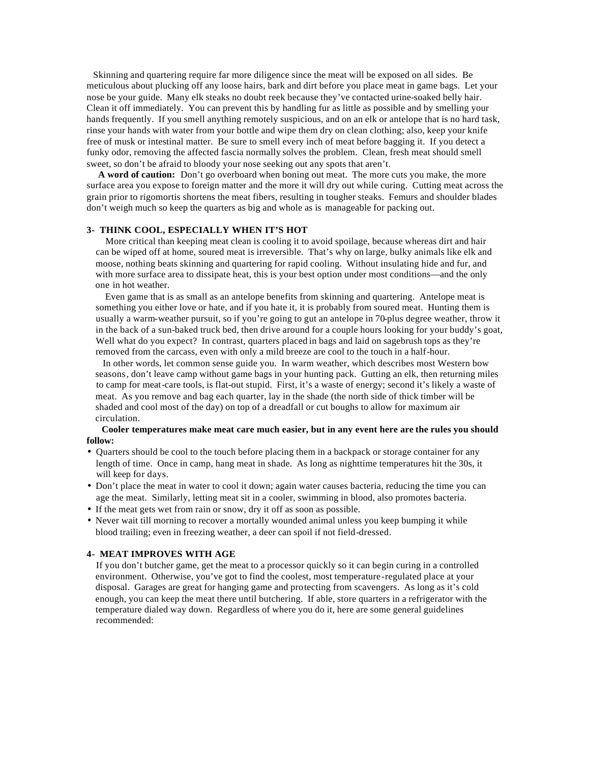Skinning and quartering require far more diligence since the meat will be exposed on all sides. Be meticulous about plucking off any loose hairs, bark and dirt before you place meat in game bags. Let your nose be your guide. Many elk steaks no doubt reek because they've contacted urine-soaked belly hair. Clean it off immediately. You can prevent this by handling fur as little as possible and by smelling your hands frequently. If you smell anything remotely suspicious, and on an elk or antelope that is no hard task, rinse your hands with water from your bottle and wipe them dry on clean clothing; also, keep your knife free of musk or intestinal matter. Be sure to smell every inch of meat before bagging it. If you detect a funky odor, removing the affected fascia normally solves the problem. Clean, fresh meat should smell sweet, so don't be afraid to bloody your nose seeking out any spots that aren't.

**A word of caution:** Don't go overboard when boning out meat. The more cuts you make, the more surface area you expose to foreign matter and the more it will dry out while curing. Cutting meat across the grain prior to rigomortis shortens the meat fibers, resulting in tougher steaks. Femurs and shoulder blades don't weigh much so keep the quarters as big and whole as is manageable for packing out.

### 3- THINK COOL, ESPECIALLY WHEN IT'S HOT

More critical than keeping meat clean is cooling it to avoid spoilage, because whereas dirt and hair can be wiped off at home, soured meat is irreversible. That's why on large, bulky animals like elk and moose, nothing beats skinning and quartering for rapid cooling. Without insulating hide and fur, and with more surface area to dissipate heat, this is your best option under most conditions—and the only one in hot weather.

Even game that is as small as an antelope benefits from skinning and quartering. Antelope meat is something you either love or hate, and if you hate it, it is probably from soured meat. Hunting them is usually a warm-weather pursuit, so if you're going to gut an antelope in 70-plus degree weather, throw it in the back of a sun-baked truck bed, then drive around for a couple hours looking for your buddy's goat, Well what do you expect? In contrast, quarters placed in bags and laid on sagebrush tops as they're removed from the carcass, even with only a mild breeze are cool to the touch in a half-hour.

In other words, let common sense guide you. In warm weather, which describes most Western bow seasons, don't leave camp without game bags in your hunting pack. Gutting an elk, then returning miles to camp for meat-care tools, is flat-out stupid. First, it's a waste of energy; second it's likely a waste of meat. As you remove and bag each quarter, lay in the shade (the north side of thick timber will be shaded and cool most of the day) on top of a dreadfall or cut boughs to allow for maximum air circulation.

**Cooler temperatures make meat care much easier, but in any event here are the rules you should follow:**

- Quarters should be cool to the touch before placing them in a backpack or storage container for any length of time. Once in camp, hang meat in shade. As long as nighttime temperatures hit the 30s, it will keep for days.
- Don't place the meat in water to cool it down; again water causes bacteria, reducing the time you can age the meat. Similarly, letting meat sit in a cooler, swimming in blood, also promotes bacteria.
- If the meat gets wet from rain or snow, dry it off as soon as possible.
- Never wait till morning to recover a mortally wounded animal unless you keep bumping it while blood trailing; even in freezing weather, a deer can spoil if not field-dressed.

### 4- MEAT IMPROVES WITH AGE

If you don't butcher game, get the meat to a processor quickly so it can begin curing in a controlled environment. Otherwise, you've got to find the coolest, most temperature-regulated place at your disposal. Garages are great for hanging game and protecting from scavengers. As long as it's cold enough, you can keep the meat there until butchering. If able, store quarters in a refrigerator with the temperature dialed way down. Regardless of where you do it, here are some general guidelines recommended: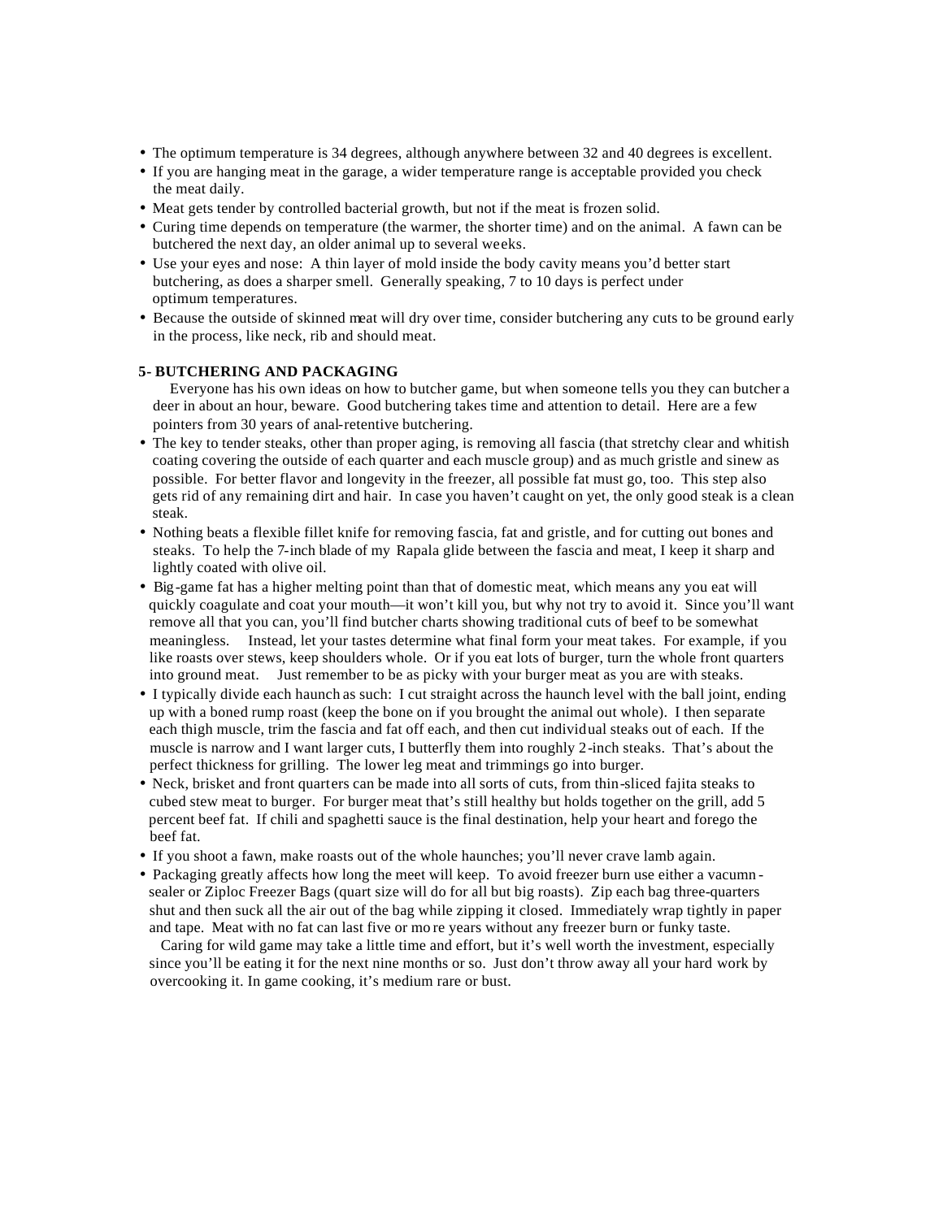- The optimum temperature is 34 degrees, although anywhere between 32 and 40 degrees is excellent.
- If you are hanging meat in the garage, a wider temperature range is acceptable provided you check the meat daily.
- Meat gets tender by controlled bacterial growth, but not if the meat is frozen solid.
- Curing time depends on temperature (the warmer, the shorter time) and on the animal. A fawn can be butchered the next day, an older animal up to several weeks.
- Use your eyes and nose: A thin layer of mold inside the body cavity means you'd better start butchering, as does a sharper smell. Generally speaking, 7 to 10 days is perfect under optimum temperatures.
- Because the outside of skinned meat will dry over time, consider butchering any cuts to be ground early in the process, like neck, rib and should meat.

**5- BUTCHERING AND PACKAGING**

Everyone has his own ideas on how to butcher game, but when someone tells you they can butcher a deer in about an hour, beware. Good butchering takes time and attention to detail. Here are a few pointers from 30 years of anal-retentive butchering.

- The key to tender steaks, other than proper aging, is removing all fascia (that stretchy clear and whitish coating covering the outside of each quarter and each muscle group) and as much gristle and sinew as possible. For better flavor and longevity in the freezer, all possible fat must go, too. This step also gets rid of any remaining dirt and hair. In case you haven't caught on yet, the only good steak is a clean steak.
- Nothing beats a flexible fillet knife for removing fascia, fat and gristle, and for cutting out bones and steaks. To help the 7-inch blade of my Rapala glide between the fascia and meat, I keep it sharp and lightly coated with olive oil.
- Big-game fat has a higher melting point than that of domestic meat, which means any you eat will quickly coagulate and coat your mouth—it won't kill you, but why not try to avoid it. Since you'll want remove all that you can, you'll find butcher charts showing traditional cuts of beef to be somewhat meaningless. Instead, let your tastes determine what final form your meat takes. For example, if you like roasts over stews, keep shoulders whole. Or if you eat lots of burger, turn the whole front quarters into ground meat. Just remember to be as picky with your burger meat as you are with steaks.
- I typically divide each haunch as such: I cut straight across the haunch level with the ball joint, ending up with a boned rump roast (keep the bone on if you brought the animal out whole). I then separate each thigh muscle, trim the fascia and fat off each, and then cut individual steaks out of each. If the muscle is narrow and I want larger cuts, I butterfly them into roughly 2-inch steaks. That's about the perfect thickness for grilling. The lower leg meat and trimmings go into burger.
- Neck, brisket and front quarters can be made into all sorts of cuts, from thin-sliced fajita steaks to cubed stew meat to burger. For burger meat that's still healthy but holds together on the grill, add 5 percent beef fat. If chili and spaghetti sauce is the final destination, help your heart and forego the beef fat.
- If you shoot a fawn, make roasts out of the whole haunches; you'll never crave lamb again.
- Packaging greatly affects how long the meet will keep. To avoid freezer burn use either a vacumn-sealer or Ziploc Freezer Bags (quart size will do for all but big roasts). Zip each bag three-quarters shut and then suck all the air out of the bag while zipping it closed. Immediately wrap tightly in paper and tape. Meat with no fat can last five or more years without any freezer burn or funky taste.

Caring for wild game may take a little time and effort, but it's well worth the investment, especially since you'll be eating it for the next nine months or so. Just don't throw away all your hard work by overcooking it. In game cooking, it's medium rare or bust.